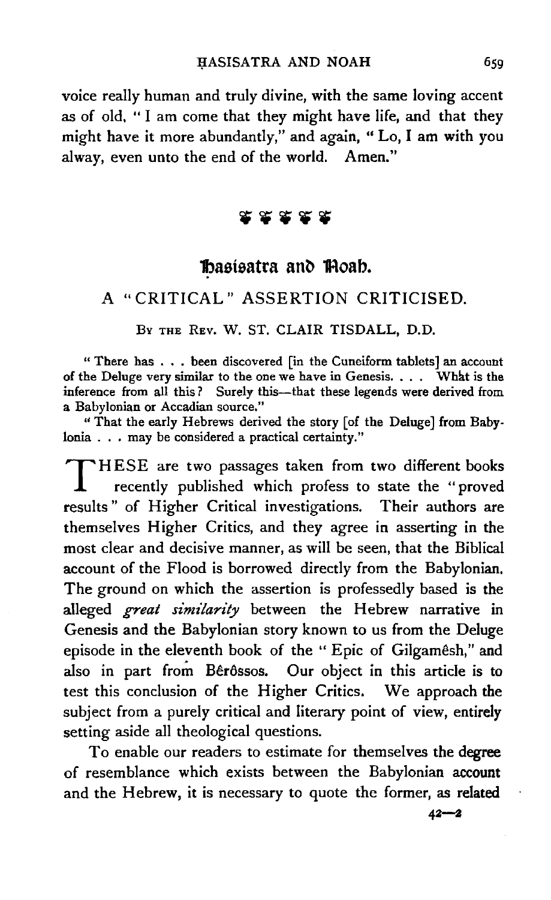voice really human and truly divine, with the same loving accent as of old, "I am come that they might have life, and that they might have it more abundantly," and again, "Lo, I am with you alway, even unto the end of the world. Amen."

❦ ❦ ❦ ❦ ❦

# Hasisatra and Noah.

## A "CRITICAL" ASSERTION CRITICISED.

BY THE REV. W. ST. CLAIR TISDALL, D.D.

"There has . . . been discovered [in the Cuneiform tablets] an account of the Deluge very similar to the one we have in Genesis. . . . What is the inference from all this? Surely this—that these legends were derived from a Babylonian or Accadian source."

"That the early Hebrews derived the story [of the Deluge] from Babylonia . . . may be considered a practical certainty."

THESE are two passages taken from two different books recently published which profess to state the "proved results" of Higher Critical investigations. Their authors are themselves Higher Critics, and they agree in asserting in the most clear and decisive manner, as will be seen, that the Biblical account of the Flood is borrowed directly from the Babylonian. The ground on which the assertion is professedly based is the alleged *great similarity* between the Hebrew narrative in Genesis and the Babylonian story known to us from the Deluge episode in the eleventh book of the "Epic of Gilgamêsh," and also in part from Bêrôssos. Our object in this article is to test this conclusion of the Higher Critics. We approach the subject from a purely critical and literary point of view, entirely setting aside all theological questions.

To enable our readers to estimate for themselves the degree of resemblance which exists between the Babylonian account and the Hebrew, it is necessary to quote the former, as related

42—2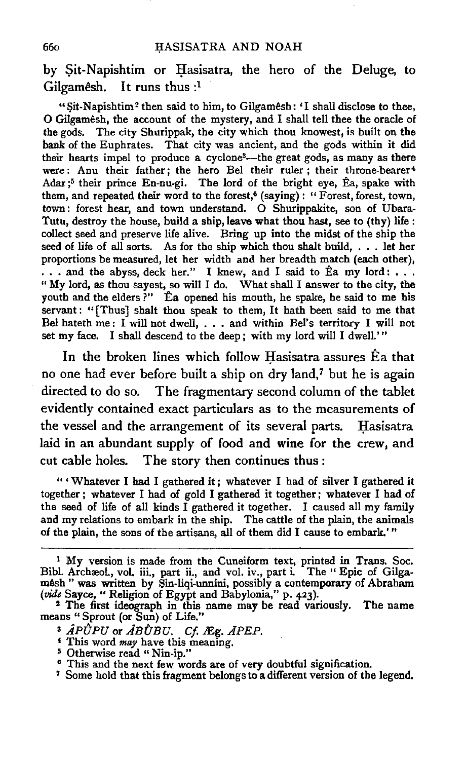by Ṣit-Napishtim or Ḥasisatra, the hero of the Deluge, to Gilgamêsh. It runs thus :[1]

> "Ṣit-Napishtim[2] then said to him, to Gilgamêsh: 'I shall disclose to thee, O Gilgamêsh, the account of the mystery, and I shall tell thee the oracle of the gods. The city Shurippak, the city which thou knowest, is built on the bank of the Euphrates. That city was ancient, and the gods within it did their hearts impel to produce a cyclone[3]—the great gods, as many as there were: Anu their father; the hero Bel their ruler; their throne-bearer[4] Adar;[5] their prince En-nu-gi. The lord of the bright eye, Êa, spake with them, and repeated their word to the forest,[6] (saying): "Forest, forest, town, town: forest hear, and town understand. O Shurippakite, son of Ubara-Tutu, destroy the house, build a ship, leave what thou hast, see to (thy) life: collect seed and preserve life alive. Bring up into the midst of the ship the seed of life of all sorts. As for the ship which thou shalt build, . . . let her proportions be measured, let her width and her breadth match (each other), . . . and the abyss, deck her." I knew, and I said to Êa my lord: . . . "My lord, as thou sayest, so will I do. What shall I answer to the city, the youth and the elders?" Êa opened his mouth, he spake, he said to me his servant: "[Thus] shalt thou speak to them, It hath been said to me that Bel hateth me: I will not dwell, . . . and within Bel's territory I will not set my face. I shall descend to the deep; with my lord will I dwell.'"

In the broken lines which follow Ḥasisatra assures Êa that no one had ever before built a ship on dry land,[7] but he is again directed to do so. The fragmentary second column of the tablet evidently contained exact particulars as to the measurements of the vessel and the arrangement of its several parts. Ḥasisatra laid in an abundant supply of food and wine for the crew, and cut cable holes. The story then continues thus:

> "'Whatever I had I gathered it; whatever I had of silver I gathered it together; whatever I had of gold I gathered it together; whatever I had of the seed of life of all kinds I gathered it together. I caused all my family and my relations to embark in the ship. The cattle of the plain, the animals of the plain, the sons of the artisans, all of them did I cause to embark.'"

---

[1] My version is made from the Cuneiform text, printed in Trans. Soc. Bibl. Archæol., vol. iii., part ii., and vol. iv., part i. The "Epic of Gilgamêsh" was written by Ṣin-liqi-unnini, possibly a contemporary of Abraham (*vide* Sayce, "Religion of Egypt and Babylonia," p. 423).

[2] The first ideograph in this name may be read variously. The name means "Sprout (or Sun) of Life."

[3] *ÂPÛPU* or *ÂBÛBU*. *Cf.* Æg. *ÂPEP.*

[4] This word *may* have this meaning.

[5] Otherwise read "Nin-ip."

[6] This and the next few words are of very doubtful signification.

[7] Some hold that this fragment belongs to a different version of the legend.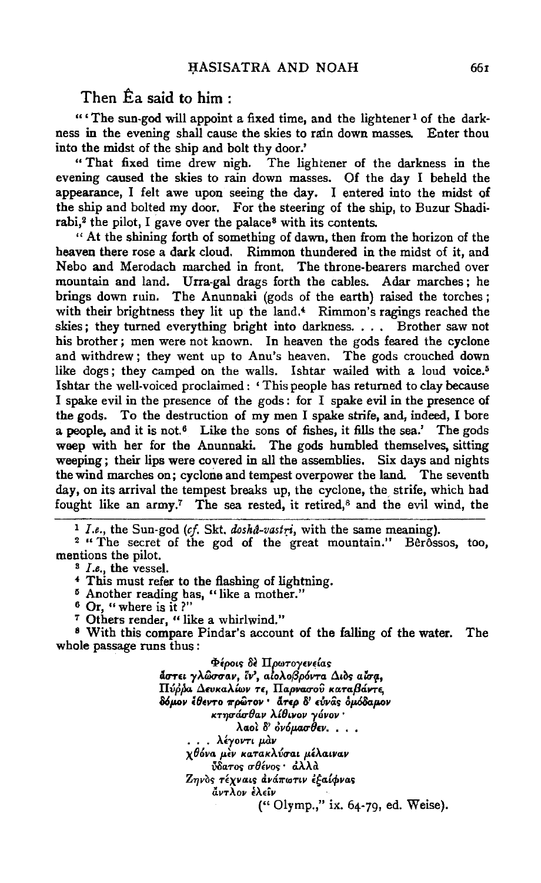Then Êa said to him :

"'The sun-god will appoint a fixed time, and the lightener[1] of the darkness in the evening shall cause the skies to rain down masses. Enter thou into the midst of the ship and bolt thy door.'

"That fixed time drew nigh. The lightener of the darkness in the evening caused the skies to rain down masses. Of the day I beheld the appearance, I felt awe upon seeing the day. I entered into the midst of the ship and bolted my door. For the steering of the ship, to Buzur Shadirabi,[2] the pilot, I gave over the palace[3] with its contents.

"At the shining forth of something of dawn, then from the horizon of the heaven there rose a dark cloud. Rimmon thundered in the midst of it, and Nebo and Merodach marched in front. The throne-bearers marched over mountain and land. Urra-gal drags forth the cables. Adar marches; he brings down ruin. The Anunnaki (gods of the earth) raised the torches; with their brightness they lit up the land.[4] Rimmon's ragings reached the skies; they turned everything bright into darkness. . . . Brother saw not his brother; men were not known. In heaven the gods feared the cyclone and withdrew; they went up to Anu's heaven. The gods crouched down like dogs; they camped on the walls. Ishtar wailed with a loud voice.[5] Ishtar the well-voiced proclaimed: 'This people has returned to clay because I spake evil in the presence of the gods: for I spake evil in the presence of the gods. To the destruction of my men I spake strife, and, indeed, I bore a people, and it is not.[6] Like the sons of fishes, it fills the sea.' The gods weep with her for the Anunnaki. The gods humbled themselves, sitting weeping; their lips were covered in all the assemblies. Six days and nights the wind marches on; cyclone and tempest overpower the land. The seventh day, on its arrival the tempest breaks up, the cyclone, the strife, which had fought like an army.[7] The sea rested, it retired,[8] and the evil wind, the

---

[1] *I.e.*, the Sun-god (*cf.* Skt. *doshâ-vastṛi*, with the same meaning).

[2] "The secret of the god of the great mountain." Bêrôssos, too, mentions the pilot.

[3] *I.e.*, the vessel.

[4] This must refer to the flashing of lightning.

[5] Another reading has, "like a mother."

[6] Or, "where is it?"

[7] Others render, "like a whirlwind."

[8] With this compare Pindar's account of the falling of the water. The whole passage runs thus:

> Φέροις δὲ Πρωτογενείας
> ἄστει γλῶσσαν, ἵν', αἰολοβρόντα Διὸς αἴσᾳ,
> Πύρρα Δευκαλίων τε, Παρνασοῦ καταβάντε,
> δόμον ἔθεντο πρῶτον· ἄτερ δ' εὐνᾶς ὁμόδαμον
> κτησάσθαν λίθινον γόνον·
> λαοὶ δ' ὀνόμασθεν. . . .
> . . . λέγοντι μὰν
> χθόνα μὲν κατακλύσαι μέλαιναν
> ὕδατος σθένος· ἀλλὰ
> Ζηνὸς τέχναις ἀνάπωτιν ἐξαίφνας
> ἄντλον ἑλεῖν
>
> ("Olymp.," ix. 64-79, ed. Weise).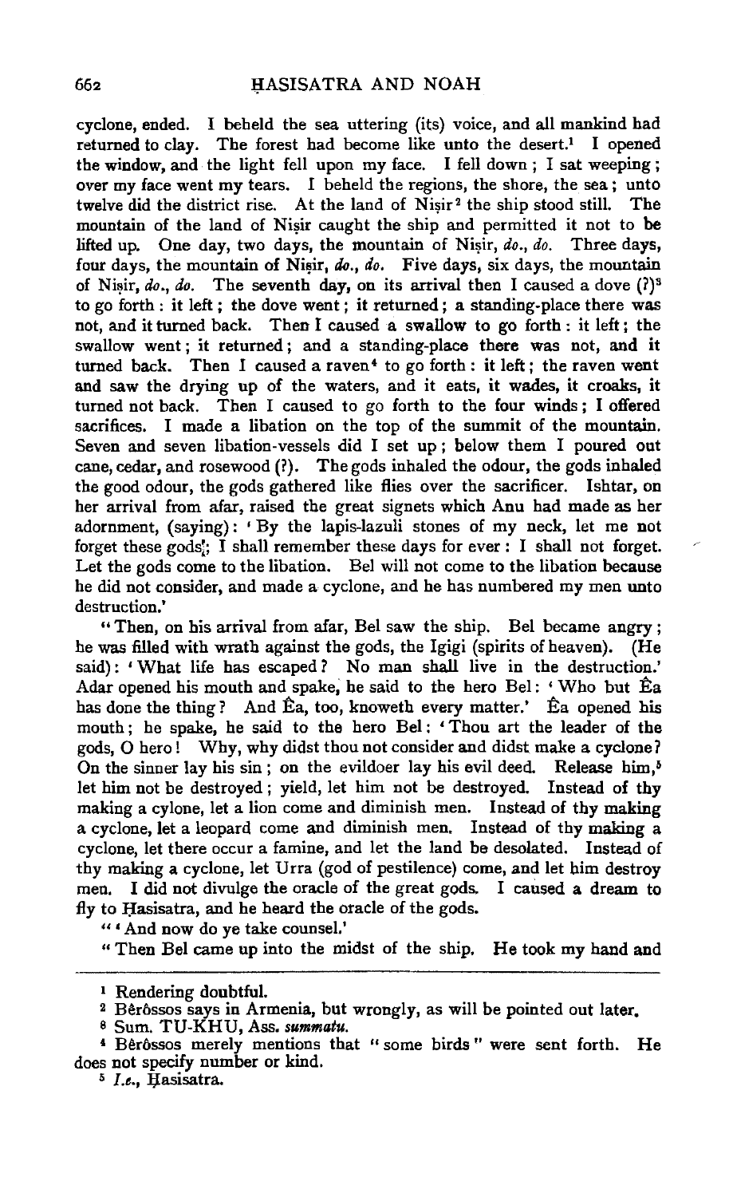cyclone, ended. I beheld the sea uttering (its) voice, and all mankind had returned to clay. The forest had become like unto the desert.[1] I opened the window, and the light fell upon my face. I fell down; I sat weeping; over my face went my tears. I beheld the regions, the shore, the sea; unto twelve did the district rise. At the land of Niṣir[2] the ship stood still. The mountain of the land of Niṣir caught the ship and permitted it not to be lifted up. One day, two days, the mountain of Niṣir, *do.*, *do.* Three days, four days, the mountain of Niṣir, *do.*, *do.* Five days, six days, the mountain of Niṣir, *do.*, *do.* The seventh day, on its arrival then I caused a dove (?)[3] to go forth: it left; the dove went; it returned; a standing-place there was not, and it turned back. Then I caused a swallow to go forth: it left; the swallow went; it returned; and a standing-place there was not, and it turned back. Then I caused a raven[4] to go forth: it left; the raven went and saw the drying up of the waters, and it eats, it wades, it croaks, it turned not back. Then I caused to go forth to the four winds; I offered sacrifices. I made a libation on the top of the summit of the mountain. Seven and seven libation-vessels did I set up; below them I poured out cane, cedar, and rosewood (?). The gods inhaled the odour, the gods inhaled the good odour, the gods gathered like flies over the sacrificer. Ishtar, on her arrival from afar, raised the great signets which Anu had made as her adornment, (saying): 'By the lapis-lazuli stones of my neck, let me not forget these gods; I shall remember these days for ever: I shall not forget. Let the gods come to the libation. Bel will not come to the libation because he did not consider, and made a cyclone, and he has numbered my men unto destruction.'

"Then, on his arrival from afar, Bel saw the ship. Bel became angry; he was filled with wrath against the gods, the Igigi (spirits of heaven). (He said): 'What life has escaped? No man shall live in the destruction.' Adar opened his mouth and spake, he said to the hero Bel: 'Who but Êa has done the thing? And Êa, too, knoweth every matter.' Êa opened his mouth; he spake, he said to the hero Bel: 'Thou art the leader of the gods, O hero! Why, why didst thou not consider and didst make a cyclone? On the sinner lay his sin; on the evildoer lay his evil deed. Release him,[5] let him not be destroyed; yield, let him not be destroyed. Instead of thy making a cylone, let a lion come and diminish men. Instead of thy making a cyclone, let a leopard come and diminish men. Instead of thy making a cyclone, let there occur a famine, and let the land be desolated. Instead of thy making a cyclone, let Urra (god of pestilence) come, and let him destroy men. I did not divulge the oracle of the great gods. I caused a dream to fly to Ḥasisatra, and he heard the oracle of the gods.

"'And now do ye take counsel.'

"Then Bel came up into the midst of the ship. He took my hand and

---

[1] Rendering doubtful.

[2] Bêrôssos says in Armenia, but wrongly, as will be pointed out later.

[3] Sum. TU-KHU, Ass. *summatu*.

[4] Bêrôssos merely mentions that "some birds" were sent forth. He does not specify number or kind.

[5] *I.e.*, Ḥasisatra.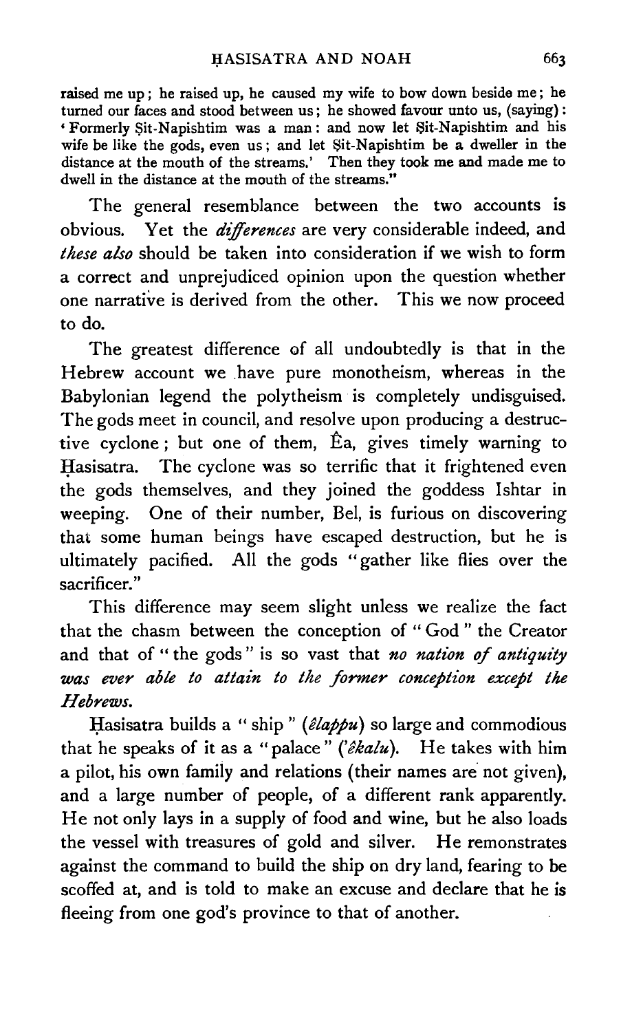raised me up; he raised up, he caused my wife to bow down beside me; he turned our faces and stood between us; he showed favour unto us, (saying): 'Formerly Ṣit-Napishtim was a man: and now let Ṣit-Napishtim and his wife be like the gods, even us; and let Ṣit-Napishtim be a dweller in the distance at the mouth of the streams.' Then they took me and made me to dwell in the distance at the mouth of the streams."

The general resemblance between the two accounts is obvious. Yet the *differences* are very considerable indeed, and *these also* should be taken into consideration if we wish to form a correct and unprejudiced opinion upon the question whether one narrative is derived from the other. This we now proceed to do.

The greatest difference of all undoubtedly is that in the Hebrew account we have pure monotheism, whereas in the Babylonian legend the polytheism is completely undisguised. The gods meet in council, and resolve upon producing a destructive cyclone; but one of them, Êa, gives timely warning to Ḥasisatra. The cyclone was so terrific that it frightened even the gods themselves, and they joined the goddess Ishtar in weeping. One of their number, Bel, is furious on discovering that some human beings have escaped destruction, but he is ultimately pacified. All the gods "gather like flies over the sacrificer."

This difference may seem slight unless we realize the fact that the chasm between the conception of "God" the Creator and that of "the gods" is so vast that *no nation of antiquity was ever able to attain to the former conception except the Hebrews.*

Ḥasisatra builds a "ship" (*êlappu*) so large and commodious that he speaks of it as a "palace" (*'êkalu*). He takes with him a pilot, his own family and relations (their names are not given), and a large number of people, of a different rank apparently. He not only lays in a supply of food and wine, but he also loads the vessel with treasures of gold and silver. He remonstrates against the command to build the ship on dry land, fearing to be scoffed at, and is told to make an excuse and declare that he is fleeing from one god's province to that of another.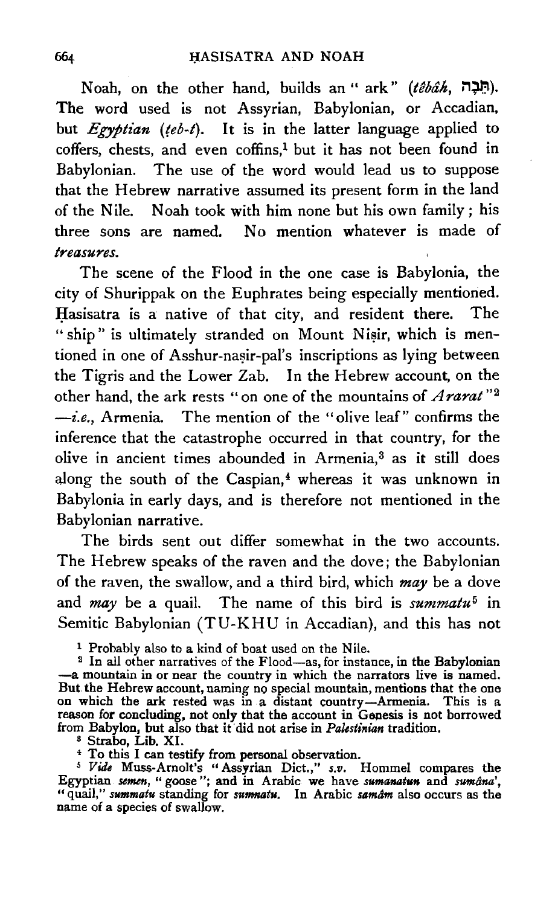Noah, on the other hand, builds an "ark" (*têbâh*, תֵּבָה). The word used is not Assyrian, Babylonian, or Accadian, but *Egyptian* (*ṭeb-t*). It is in the latter language applied to coffers, chests, and even coffins,[1] but it has not been found in Babylonian. The use of the word would lead us to suppose that the Hebrew narrative assumed its present form in the land of the Nile. Noah took with him none but his own family; his three sons are named. No mention whatever is made of *treasures.*

The scene of the Flood in the one case is Babylonia, the city of Shurippak on the Euphrates being especially mentioned. Ḥasisatra is a native of that city, and resident there. The "ship" is ultimately stranded on Mount Niṣir, which is mentioned in one of Asshur-naṣir-pal's inscriptions as lying between the Tigris and the Lower Zab. In the Hebrew account, on the other hand, the ark rests "on one of the mountains of *Ararat*"[2] —*i.e.*, Armenia. The mention of the "olive leaf" confirms the inference that the catastrophe occurred in that country, for the olive in ancient times abounded in Armenia,[3] as it still does along the south of the Caspian,[4] whereas it was unknown in Babylonia in early days, and is therefore not mentioned in the Babylonian narrative.

The birds sent out differ somewhat in the two accounts. The Hebrew speaks of the raven and the dove; the Babylonian of the raven, the swallow, and a third bird, which *may* be a dove and *may* be a quail. The name of this bird is *summatu*[5] in Semitic Babylonian (TU-KHU in Accadian), and this has not

---

[1] Probably also to a kind of boat used on the Nile.

[2] In all other narratives of the Flood—as, for instance, in the Babylonian —a mountain in or near the country in which the narrators live is named. But the Hebrew account, naming no special mountain, mentions that the one on which the ark rested was in a distant country—Armenia. This is a reason for concluding, not only that the account in Genesis is not borrowed from Babylon, but also that it did not arise in *Palestinian* tradition.

[3] Strabo, Lib. XI.

[4] To this I can testify from personal observation.

[5] *Vide* Muss-Arnolt's "Assyrian Dict.," *s.v.* Hommel compares the Egyptian *semen*, "goose"; and in Arabic we have *sumanatun* and *sumâna'*, "quail," *summatu* standing for *sumnatu*. In Arabic *samâm* also occurs as the name of a species of swallow.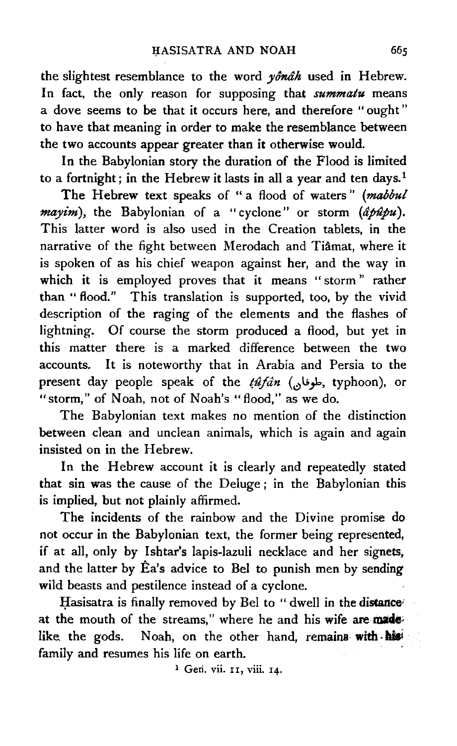the slightest resemblance to the word *yônâh* used in Hebrew. In fact, the only reason for supposing that *summatu* means a dove seems to be that it occurs here, and therefore "ought" to have that meaning in order to make the resemblance between the two accounts appear greater than it otherwise would.

In the Babylonian story the duration of the Flood is limited to a fortnight; in the Hebrew it lasts in all a year and ten days.[1]

The Hebrew text speaks of "a flood of waters" (*mabbul mayim*), the Babylonian of a "cyclone" or storm (*âbûbu*). This latter word is also used in the Creation tablets, in the narrative of the fight between Merodach and Tiâmat, where it is spoken of as his chief weapon against her, and the way in which it is employed proves that it means "storm" rather than "flood." This translation is supported, too, by the vivid description of the raging of the elements and the flashes of lightning. Of course the storm produced a flood, but yet in this matter there is a marked difference between the two accounts. It is noteworthy that in Arabia and Persia to the present day people speak of the *ṭûfân* (طوفان, typhoon), or "storm," of Noah, not of Noah's "flood," as we do.

The Babylonian text makes no mention of the distinction between clean and unclean animals, which is again and again insisted on in the Hebrew.

In the Hebrew account it is clearly and repeatedly stated that sin was the cause of the Deluge; in the Babylonian this is implied, but not plainly affirmed.

The incidents of the rainbow and the Divine promise do not occur in the Babylonian text, the former being represented, if at all, only by Ishtar's lapis-lazuli necklace and her signets, and the latter by Êa's advice to Bel to punish men by sending wild beasts and pestilence instead of a cyclone.

Ḥasisatra is finally removed by Bel to "dwell in the distance at the mouth of the streams," where he and his wife are made like the gods. Noah, on the other hand, remains with his family and resumes his life on earth.

[1] Gen. vii. 11, viii. 14.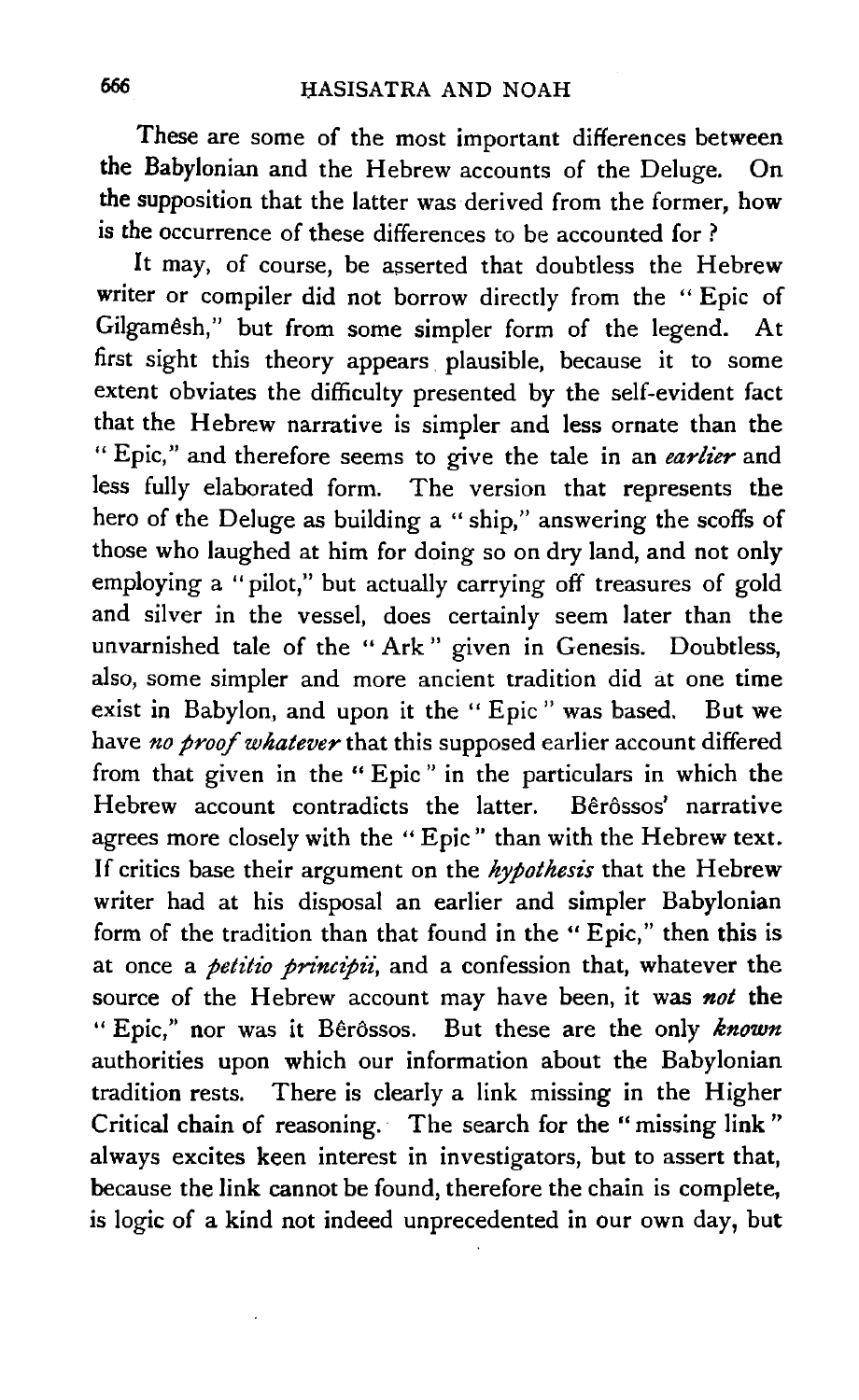These are some of the most important differences between the Babylonian and the Hebrew accounts of the Deluge. On the supposition that the latter was derived from the former, how is the occurrence of these differences to be accounted for?

It may, of course, be asserted that doubtless the Hebrew writer or compiler did not borrow directly from the "Epic of Gilgamêsh," but from some simpler form of the legend. At first sight this theory appears plausible, because it to some extent obviates the difficulty presented by the self-evident fact that the Hebrew narrative is simpler and less ornate than the "Epic," and therefore seems to give the tale in an *earlier* and less fully elaborated form. The version that represents the hero of the Deluge as building a "ship," answering the scoffs of those who laughed at him for doing so on dry land, and not only employing a "pilot," but actually carrying off treasures of gold and silver in the vessel, does certainly seem later than the unvarnished tale of the "Ark" given in Genesis. Doubtless, also, some simpler and more ancient tradition did at one time exist in Babylon, and upon it the "Epic" was based. But we have *no proof whatever* that this supposed earlier account differed from that given in the "Epic" in the particulars in which the Hebrew account contradicts the latter. Bêrôssos' narrative agrees more closely with the "Epic" than with the Hebrew text. If critics base their argument on the *hypothesis* that the Hebrew writer had at his disposal an earlier and simpler Babylonian form of the tradition than that found in the "Epic," then this is at once a *petitio principii*, and a confession that, whatever the source of the Hebrew account may have been, it was ***not*** the "Epic," nor was it Bêrôssos. But these are the only ***known*** authorities upon which our information about the Babylonian tradition rests. There is clearly a link missing in the Higher Critical chain of reasoning. The search for the "missing link" always excites keen interest in investigators, but to assert that, because the link cannot be found, therefore the chain is complete, is logic of a kind not indeed unprecedented in our own day, but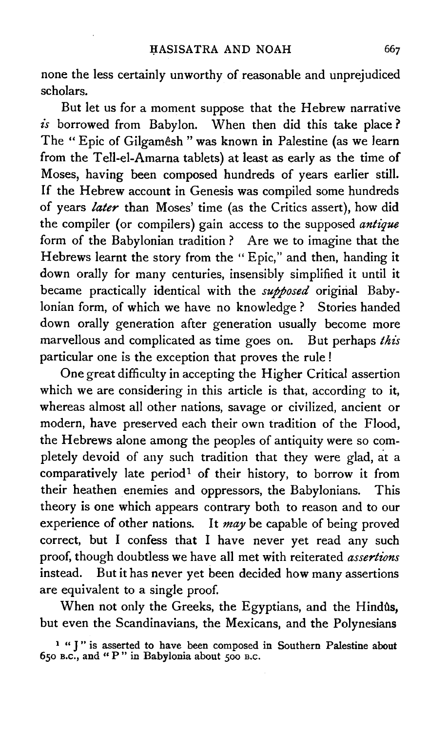none the less certainly unworthy of reasonable and unprejudiced scholars.

But let us for a moment suppose that the Hebrew narrative *is* borrowed from Babylon. When then did this take place? The "Epic of Gilgamêsh" was known in Palestine (as we learn from the Tell-el-Amarna tablets) at least as early as the time of Moses, having been composed hundreds of years earlier still. If the Hebrew account in Genesis was compiled some hundreds of years *later* than Moses' time (as the Critics assert), how did the compiler (or compilers) gain access to the supposed *antique* form of the Babylonian tradition? Are we to imagine that the Hebrews learnt the story from the "Epic," and then, handing it down orally for many centuries, insensibly simplified it until it became practically identical with the *supposed* original Babylonian form, of which we have no knowledge? Stories handed down orally generation after generation usually become more marvellous and complicated as time goes on. But perhaps *this* particular one is the exception that proves the rule!

One great difficulty in accepting the Higher Critical assertion which we are considering in this article is that, according to it, whereas almost all other nations, savage or civilized, ancient or modern, have preserved each their own tradition of the Flood, the Hebrews alone among the peoples of antiquity were so completely devoid of any such tradition that they were glad, at a comparatively late period[1] of their history, to borrow it from their heathen enemies and oppressors, the Babylonians. This theory is one which appears contrary both to reason and to our experience of other nations. It *may* be capable of being proved correct, but I confess that I have never yet read any such proof, though doubtless we have all met with reiterated *assertions* instead. But it has never yet been decided how many assertions are equivalent to a single proof.

When not only the Greeks, the Egyptians, and the Hindûs, but even the Scandinavians, the Mexicans, and the Polynesians

[1] "J" is asserted to have been composed in Southern Palestine about 650 B.C., and "P" in Babylonia about 500 B.C.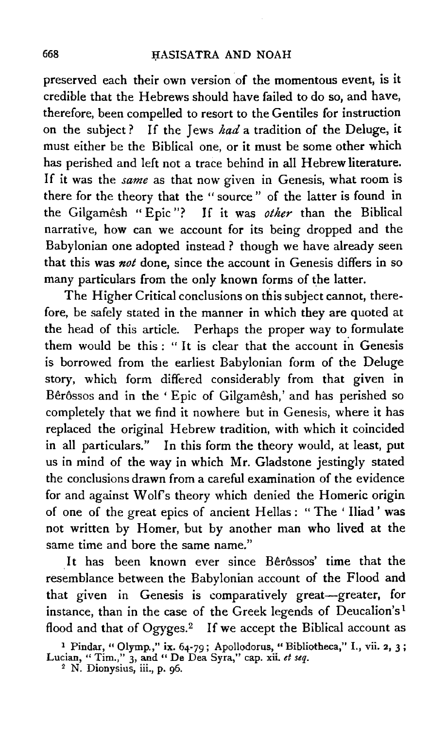preserved each their own version of the momentous event, is it credible that the Hebrews should have failed to do so, and have, therefore, been compelled to resort to the Gentiles for instruction on the subject? If the Jews *had* a tradition of the Deluge, it must either be the Biblical one, or it must be some other which has perished and left not a trace behind in all Hebrew literature. If it was the *same* as that now given in Genesis, what room is there for the theory that the "source" of the latter is found in the Gilgamêsh "Epic"? If it was *other* than the Biblical narrative, how can we account for its being dropped and the Babylonian one adopted instead? though we have already seen that this was *not* done, since the account in Genesis differs in so many particulars from the only known forms of the latter.

The Higher Critical conclusions on this subject cannot, therefore, be safely stated in the manner in which they are quoted at the head of this article. Perhaps the proper way to formulate them would be this: "It is clear that the account in Genesis is borrowed from the earliest Babylonian form of the Deluge story, which form differed considerably from that given in Bêrôssos and in the 'Epic of Gilgamêsh,' and has perished so completely that we find it nowhere but in Genesis, where it has replaced the original Hebrew tradition, with which it coincided in all particulars." In this form the theory would, at least, put us in mind of the way in which Mr. Gladstone jestingly stated the conclusions drawn from a careful examination of the evidence for and against Wolf's theory which denied the Homeric origin of one of the great epics of ancient Hellas: "The 'Iliad' was not written by Homer, but by another man who lived at the same time and bore the same name."

It has been known ever since Bêrôssos' time that the resemblance between the Babylonian account of the Flood and that given in Genesis is comparatively great—greater, for instance, than in the case of the Greek legends of Deucalion's[1] flood and that of Ogyges.[2] If we accept the Biblical account as

[1] Pindar, "Olymp.," ix. 64-79; Apollodorus, "Bibliotheca," I., vii. 2, 3; Lucian, "Tim.," 3, and "De Dea Syra," cap. xii. *et seq.*

[2] N. Dionysius, iii., p. 96.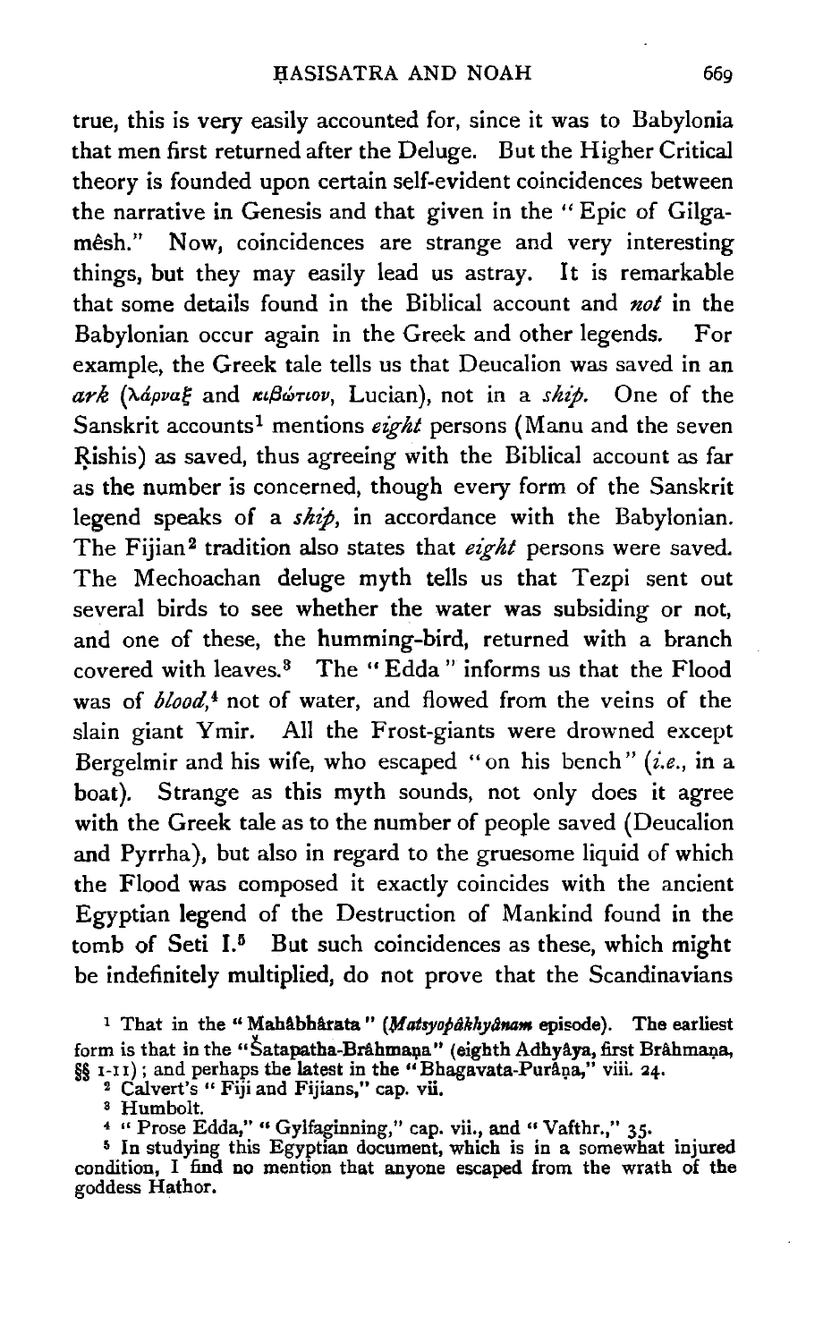true, this is very easily accounted for, since it was to Babylonia that men first returned after the Deluge. But the Higher Critical theory is founded upon certain self-evident coincidences between the narrative in Genesis and that given in the "Epic of Gilgamêsh." Now, coincidences are strange and very interesting things, but they may easily lead us astray. It is remarkable that some details found in the Biblical account and *not* in the Babylonian occur again in the Greek and other legends. For example, the Greek tale tells us that Deucalion was saved in an *ark* (λάρναξ and κιβώτιον, Lucian), not in a *ship*. One of the Sanskrit accounts[1] mentions *eight* persons (Manu and the seven Ṛishis) as saved, thus agreeing with the Biblical account as far as the number is concerned, though every form of the Sanskrit legend speaks of a *ship*, in accordance with the Babylonian. The Fijian[2] tradition also states that *eight* persons were saved. The Mechoachan deluge myth tells us that Tezpi sent out several birds to see whether the water was subsiding or not, and one of these, the humming-bird, returned with a branch covered with leaves.[3] The "Edda" informs us that the Flood was of *blood*,[4] not of water, and flowed from the veins of the slain giant Ymir. All the Frost-giants were drowned except Bergelmir and his wife, who escaped "on his bench" (*i.e.*, in a boat). Strange as this myth sounds, not only does it agree with the Greek tale as to the number of people saved (Deucalion and Pyrrha), but also in regard to the gruesome liquid of which the Flood was composed it exactly coincides with the ancient Egyptian legend of the Destruction of Mankind found in the tomb of Seti I.[5] But such coincidences as these, which might be indefinitely multiplied, do not prove that the Scandinavians

[1] That in the "Mahâbhârata" (*Matsyopâkhyânam* episode). The earliest form is that in the "Šatapatha-Brâhmaṇa" (eighth Adhyâya, first Brâhmaṇa, §§ 1-11); and perhaps the latest in the "Bhagavata-Purâṇa," viii. 24.

[2] Calvert's "Fiji and Fijians," cap. vii.

[3] Humbolt.

[4] "Prose Edda," "Gylfaginning," cap. vii., and "Vafthr.," 35.

[5] In studying this Egyptian document, which is in a somewhat injured condition, I find no mention that anyone escaped from the wrath of the goddess Hathor.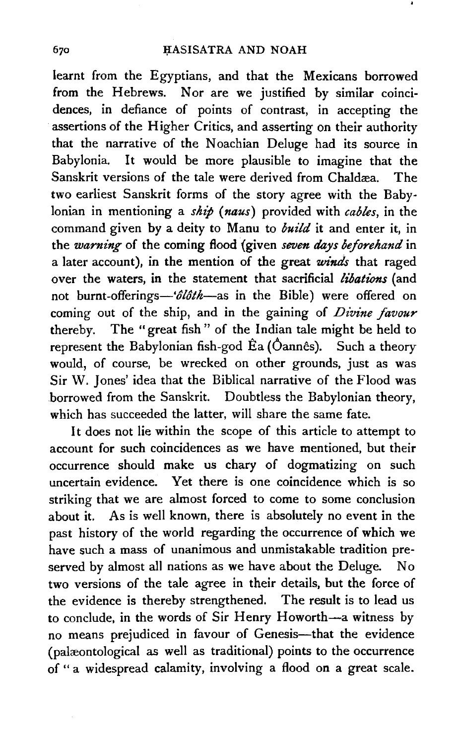learnt from the Egyptians, and that the Mexicans borrowed from the Hebrews. Nor are we justified by similar coincidences, in defiance of points of contrast, in accepting the assertions of the Higher Critics, and asserting on their authority that the narrative of the Noachian Deluge had its source in Babylonia. It would be more plausible to imagine that the Sanskrit versions of the tale were derived from Chaldæa. The two earliest Sanskrit forms of the story agree with the Babylonian in mentioning a *ship* (*naus*) provided with *cables*, in the command given by a deity to Manu to *build* it and enter it, in the *warning* of the coming flood (given *seven days beforehand* in a later account), in the mention of the great *winds* that raged over the waters, in the statement that sacrificial *libations* (and not burnt-offerings—*'ôlôth*—as in the Bible) were offered on coming out of the ship, and in the gaining of *Divine favour* thereby. The "great fish" of the Indian tale might be held to represent the Babylonian fish-god Êa (Ôannês). Such a theory would, of course, be wrecked on other grounds, just as was Sir W. Jones' idea that the Biblical narrative of the Flood was borrowed from the Sanskrit. Doubtless the Babylonian theory, which has succeeded the latter, will share the same fate.

It does not lie within the scope of this article to attempt to account for such coincidences as we have mentioned, but their occurrence should make us chary of dogmatizing on such uncertain evidence. Yet there is one coincidence which is so striking that we are almost forced to come to some conclusion about it. As is well known, there is absolutely no event in the past history of the world regarding the occurrence of which we have such a mass of unanimous and unmistakable tradition preserved by almost all nations as we have about the Deluge. No two versions of the tale agree in their details, but the force of the evidence is thereby strengthened. The result is to lead us to conclude, in the words of Sir Henry Howorth—a witness by no means prejudiced in favour of Genesis—that the evidence (palæontological as well as traditional) points to the occurrence of "a widespread calamity, involving a flood on a great scale.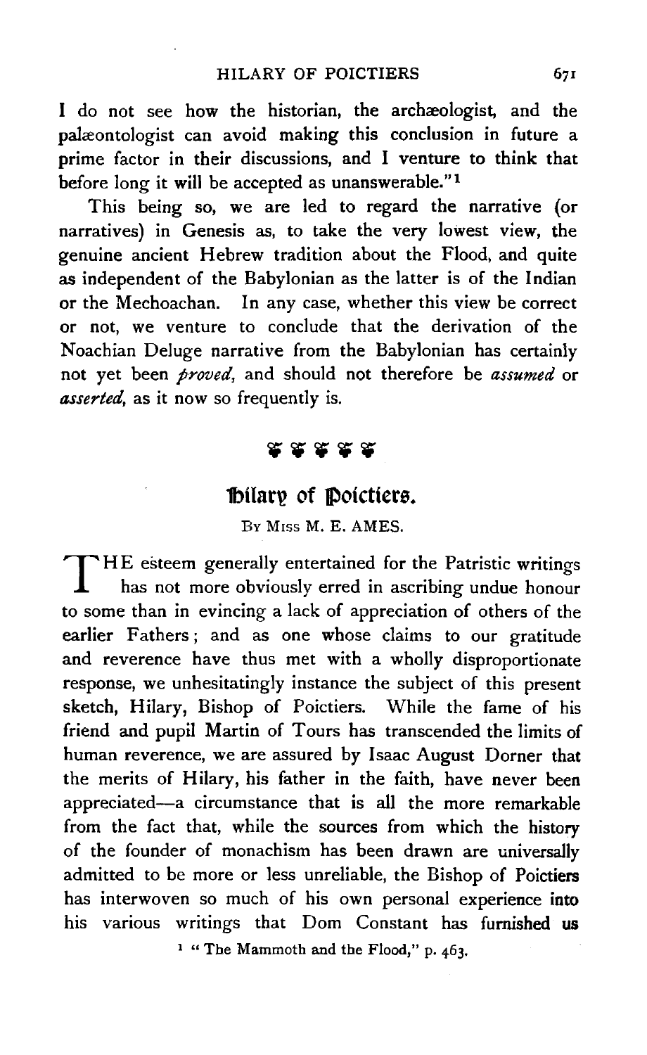I do not see how the historian, the archæologist, and the palæontologist can avoid making this conclusion in future a prime factor in their discussions, and I venture to think that before long it will be accepted as unanswerable."[1]

This being so, we are led to regard the narrative (or narratives) in Genesis as, to take the very lowest view, the genuine ancient Hebrew tradition about the Flood, and quite as independent of the Babylonian as the latter is of the Indian or the Mechoachan. In any case, whether this view be correct or not, we venture to conclude that the derivation of the Noachian Deluge narrative from the Babylonian has certainly not yet been *proved*, and should not therefore be *assumed* or *asserted*, as it now so frequently is.

❦ ❦ ❦ ❦ ❦

## Hilary of Poictiers.

By Miss M. E. Ames.

The esteem generally entertained for the Patristic writings has not more obviously erred in ascribing undue honour to some than in evincing a lack of appreciation of others of the earlier Fathers; and as one whose claims to our gratitude and reverence have thus met with a wholly disproportionate response, we unhesitatingly instance the subject of this present sketch, Hilary, Bishop of Poictiers. While the fame of his friend and pupil Martin of Tours has transcended the limits of human reverence, we are assured by Isaac August Dorner that the merits of Hilary, his father in the faith, have never been appreciated—a circumstance that is all the more remarkable from the fact that, while the sources from which the history of the founder of monachism has been drawn are universally admitted to be more or less unreliable, the Bishop of Poictiers has interwoven so much of his own personal experience into his various writings that Dom Constant has furnished us

[1] "The Mammoth and the Flood," p. 463.